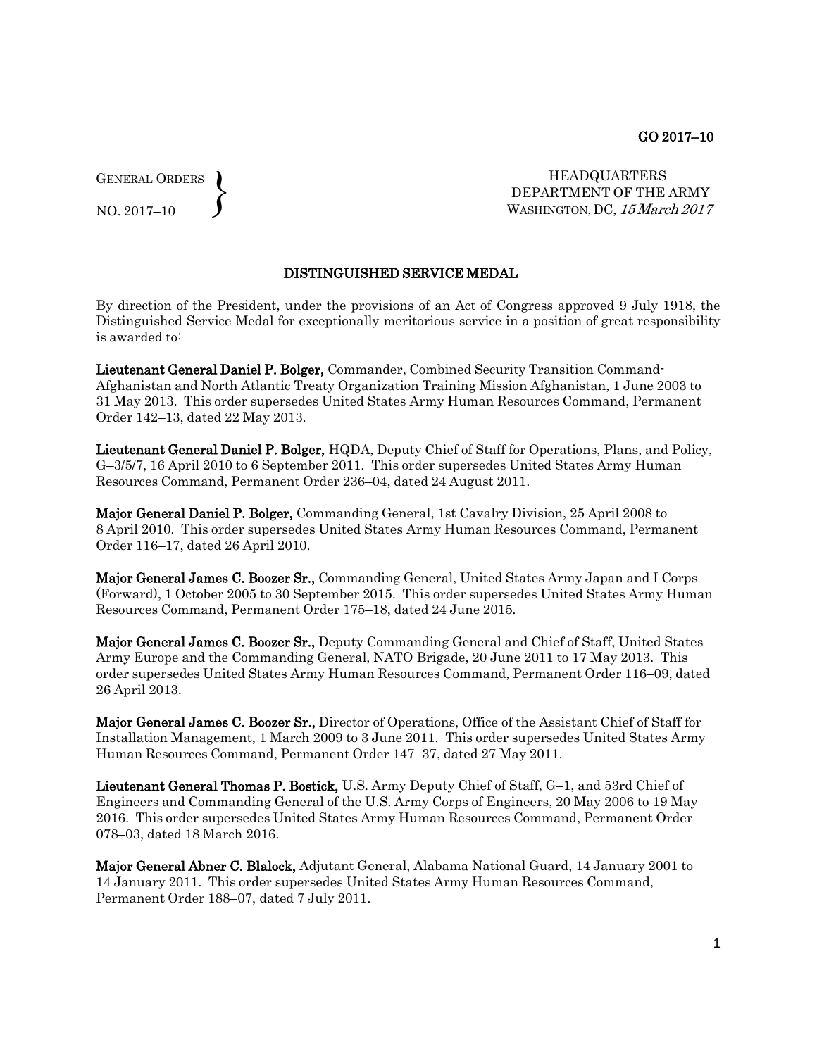GO 2017–10

GENERAL ORDERS
NO. 2017–10

HEADQUARTERS
DEPARTMENT OF THE ARMY
WASHINGTON, DC, *15 March 2017*

## DISTINGUISHED SERVICE MEDAL

By direction of the President, under the provisions of an Act of Congress approved 9 July 1918, the Distinguished Service Medal for exceptionally meritorious service in a position of great responsibility is awarded to:

**Lieutenant General Daniel P. Bolger,** Commander, Combined Security Transition Command-Afghanistan and North Atlantic Treaty Organization Training Mission Afghanistan, 1 June 2003 to 31 May 2013. This order supersedes United States Army Human Resources Command, Permanent Order 142–13, dated 22 May 2013.

**Lieutenant General Daniel P. Bolger,** HQDA, Deputy Chief of Staff for Operations, Plans, and Policy, G–3/5/7, 16 April 2010 to 6 September 2011. This order supersedes United States Army Human Resources Command, Permanent Order 236–04, dated 24 August 2011.

**Major General Daniel P. Bolger,** Commanding General, 1st Cavalry Division, 25 April 2008 to 8 April 2010. This order supersedes United States Army Human Resources Command, Permanent Order 116–17, dated 26 April 2010.

**Major General James C. Boozer Sr.,** Commanding General, United States Army Japan and I Corps (Forward), 1 October 2005 to 30 September 2015. This order supersedes United States Army Human Resources Command, Permanent Order 175–18, dated 24 June 2015.

**Major General James C. Boozer Sr.,** Deputy Commanding General and Chief of Staff, United States Army Europe and the Commanding General, NATO Brigade, 20 June 2011 to 17 May 2013. This order supersedes United States Army Human Resources Command, Permanent Order 116–09, dated 26 April 2013.

**Major General James C. Boozer Sr.,** Director of Operations, Office of the Assistant Chief of Staff for Installation Management, 1 March 2009 to 3 June 2011. This order supersedes United States Army Human Resources Command, Permanent Order 147–37, dated 27 May 2011.

**Lieutenant General Thomas P. Bostick,** U.S. Army Deputy Chief of Staff, G–1, and 53rd Chief of Engineers and Commanding General of the U.S. Army Corps of Engineers, 20 May 2006 to 19 May 2016. This order supersedes United States Army Human Resources Command, Permanent Order 078–03, dated 18 March 2016.

**Major General Abner C. Blalock,** Adjutant General, Alabama National Guard, 14 January 2001 to 14 January 2011. This order supersedes United States Army Human Resources Command, Permanent Order 188–07, dated 7 July 2011.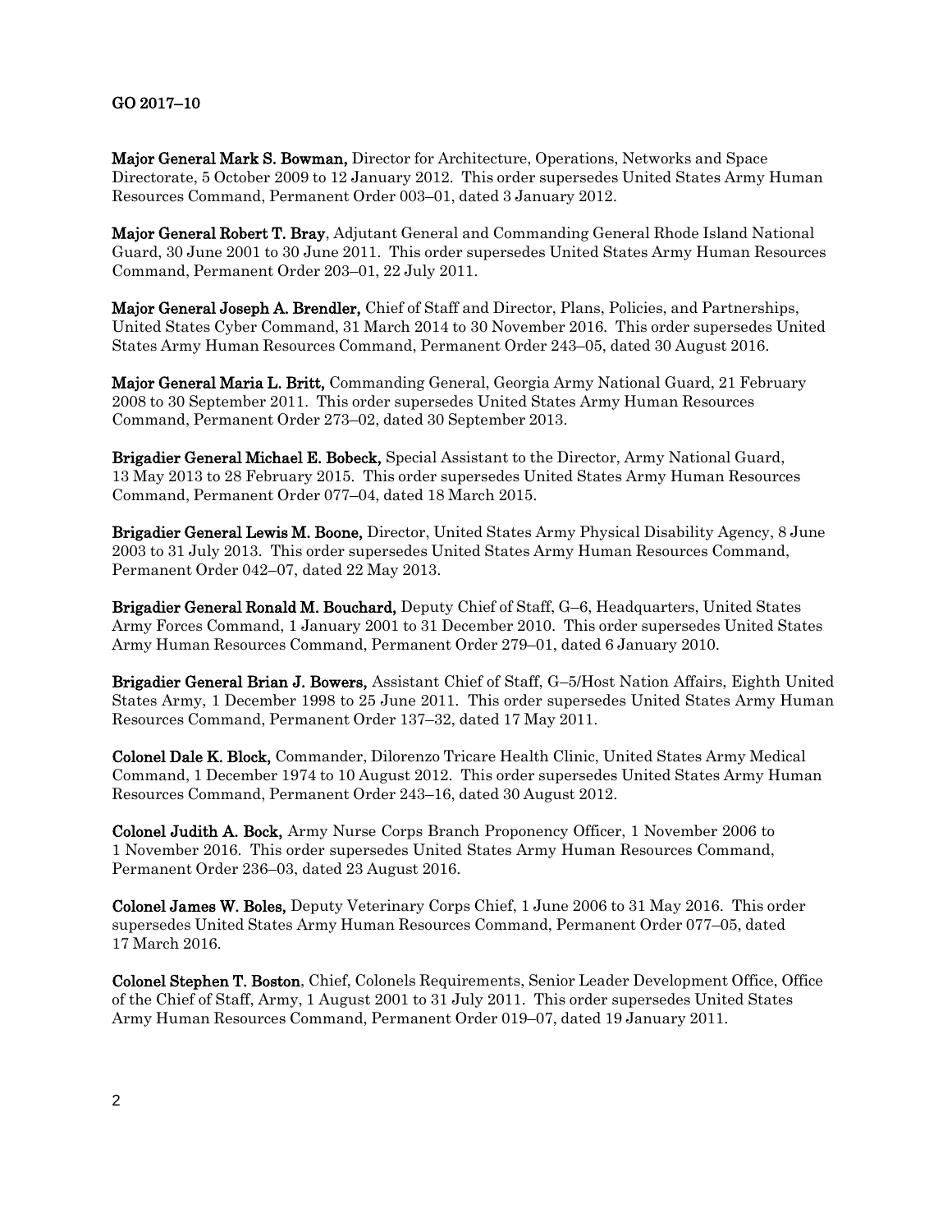GO 2017–10

**Major General Mark S. Bowman,** Director for Architecture, Operations, Networks and Space Directorate, 5 October 2009 to 12 January 2012. This order supersedes United States Army Human Resources Command, Permanent Order 003–01, dated 3 January 2012.

**Major General Robert T. Bray**, Adjutant General and Commanding General Rhode Island National Guard, 30 June 2001 to 30 June 2011. This order supersedes United States Army Human Resources Command, Permanent Order 203–01, 22 July 2011.

**Major General Joseph A. Brendler,** Chief of Staff and Director, Plans, Policies, and Partnerships, United States Cyber Command, 31 March 2014 to 30 November 2016. This order supersedes United States Army Human Resources Command, Permanent Order 243–05, dated 30 August 2016.

**Major General Maria L. Britt,** Commanding General, Georgia Army National Guard, 21 February 2008 to 30 September 2011. This order supersedes United States Army Human Resources Command, Permanent Order 273–02, dated 30 September 2013.

**Brigadier General Michael E. Bobeck,** Special Assistant to the Director, Army National Guard, 13 May 2013 to 28 February 2015. This order supersedes United States Army Human Resources Command, Permanent Order 077–04, dated 18 March 2015.

**Brigadier General Lewis M. Boone,** Director, United States Army Physical Disability Agency, 8 June 2003 to 31 July 2013. This order supersedes United States Army Human Resources Command, Permanent Order 042–07, dated 22 May 2013.

**Brigadier General Ronald M. Bouchard,** Deputy Chief of Staff, G–6, Headquarters, United States Army Forces Command, 1 January 2001 to 31 December 2010. This order supersedes United States Army Human Resources Command, Permanent Order 279–01, dated 6 January 2010.

**Brigadier General Brian J. Bowers,** Assistant Chief of Staff, G–5/Host Nation Affairs, Eighth United States Army, 1 December 1998 to 25 June 2011. This order supersedes United States Army Human Resources Command, Permanent Order 137–32, dated 17 May 2011.

**Colonel Dale K. Block,** Commander, Dilorenzo Tricare Health Clinic, United States Army Medical Command, 1 December 1974 to 10 August 2012. This order supersedes United States Army Human Resources Command, Permanent Order 243–16, dated 30 August 2012.

**Colonel Judith A. Bock,** Army Nurse Corps Branch Proponency Officer, 1 November 2006 to 1 November 2016. This order supersedes United States Army Human Resources Command, Permanent Order 236–03, dated 23 August 2016.

**Colonel James W. Boles,** Deputy Veterinary Corps Chief, 1 June 2006 to 31 May 2016. This order supersedes United States Army Human Resources Command, Permanent Order 077–05, dated 17 March 2016.

**Colonel Stephen T. Boston**, Chief, Colonels Requirements, Senior Leader Development Office, Office of the Chief of Staff, Army, 1 August 2001 to 31 July 2011. This order supersedes United States Army Human Resources Command, Permanent Order 019–07, dated 19 January 2011.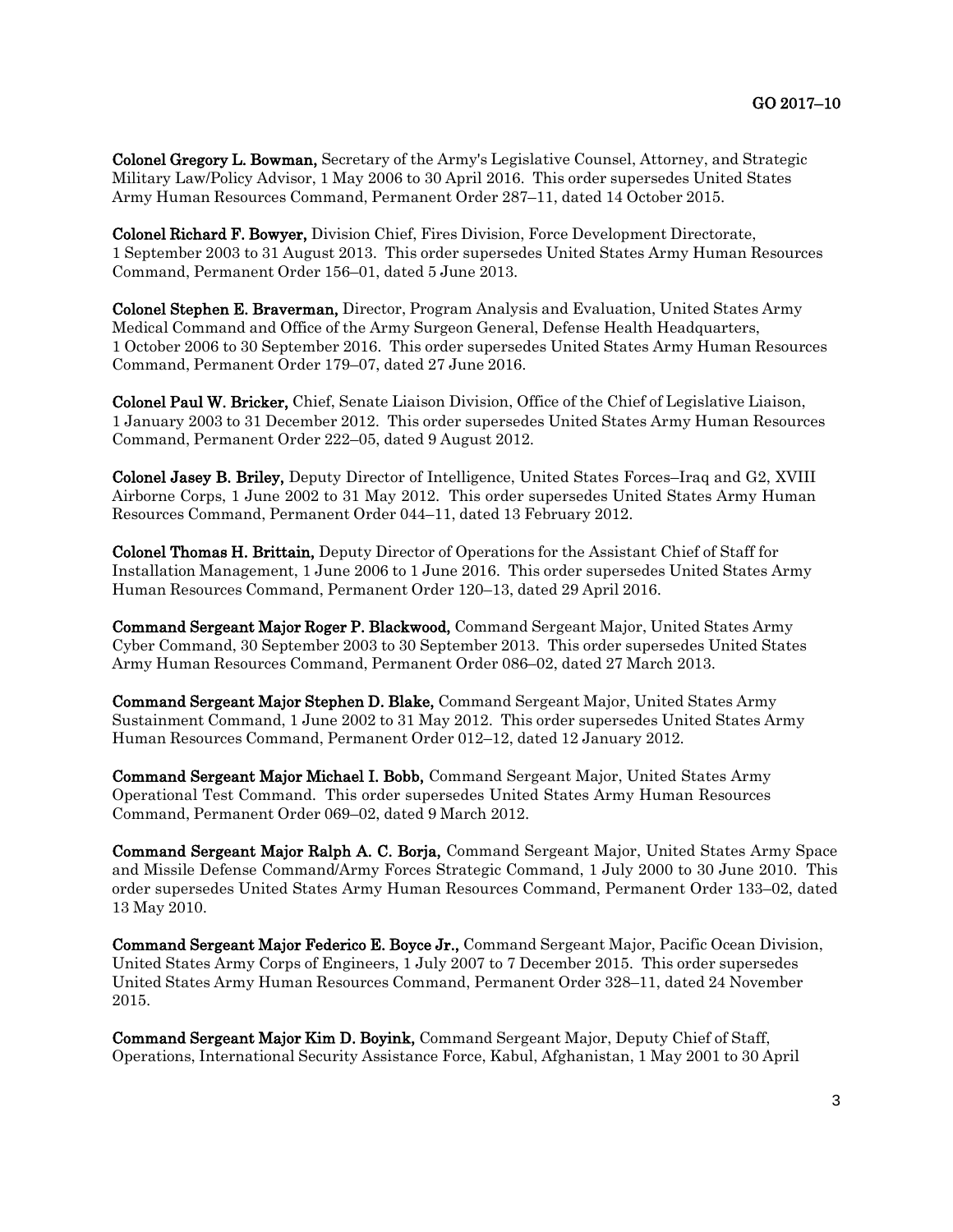**Colonel Gregory L. Bowman,** Secretary of the Army's Legislative Counsel, Attorney, and Strategic Military Law/Policy Advisor, 1 May 2006 to 30 April 2016. This order supersedes United States Army Human Resources Command, Permanent Order 287–11, dated 14 October 2015.

**Colonel Richard F. Bowyer,** Division Chief, Fires Division, Force Development Directorate, 1 September 2003 to 31 August 2013. This order supersedes United States Army Human Resources Command, Permanent Order 156–01, dated 5 June 2013.

**Colonel Stephen E. Braverman,** Director, Program Analysis and Evaluation, United States Army Medical Command and Office of the Army Surgeon General, Defense Health Headquarters, 1 October 2006 to 30 September 2016. This order supersedes United States Army Human Resources Command, Permanent Order 179–07, dated 27 June 2016.

**Colonel Paul W. Bricker,** Chief, Senate Liaison Division, Office of the Chief of Legislative Liaison, 1 January 2003 to 31 December 2012. This order supersedes United States Army Human Resources Command, Permanent Order 222–05, dated 9 August 2012.

**Colonel Jasey B. Briley,** Deputy Director of Intelligence, United States Forces–Iraq and G2, XVIII Airborne Corps, 1 June 2002 to 31 May 2012. This order supersedes United States Army Human Resources Command, Permanent Order 044–11, dated 13 February 2012.

**Colonel Thomas H. Brittain,** Deputy Director of Operations for the Assistant Chief of Staff for Installation Management, 1 June 2006 to 1 June 2016. This order supersedes United States Army Human Resources Command, Permanent Order 120–13, dated 29 April 2016.

**Command Sergeant Major Roger P. Blackwood,** Command Sergeant Major, United States Army Cyber Command, 30 September 2003 to 30 September 2013. This order supersedes United States Army Human Resources Command, Permanent Order 086–02, dated 27 March 2013.

**Command Sergeant Major Stephen D. Blake,** Command Sergeant Major, United States Army Sustainment Command, 1 June 2002 to 31 May 2012. This order supersedes United States Army Human Resources Command, Permanent Order 012–12, dated 12 January 2012.

**Command Sergeant Major Michael I. Bobb,** Command Sergeant Major, United States Army Operational Test Command. This order supersedes United States Army Human Resources Command, Permanent Order 069–02, dated 9 March 2012.

**Command Sergeant Major Ralph A. C. Borja,** Command Sergeant Major, United States Army Space and Missile Defense Command/Army Forces Strategic Command, 1 July 2000 to 30 June 2010. This order supersedes United States Army Human Resources Command, Permanent Order 133–02, dated 13 May 2010.

**Command Sergeant Major Federico E. Boyce Jr.,** Command Sergeant Major, Pacific Ocean Division, United States Army Corps of Engineers, 1 July 2007 to 7 December 2015. This order supersedes United States Army Human Resources Command, Permanent Order 328–11, dated 24 November 2015.

**Command Sergeant Major Kim D. Boyink,** Command Sergeant Major, Deputy Chief of Staff, Operations, International Security Assistance Force, Kabul, Afghanistan, 1 May 2001 to 30 April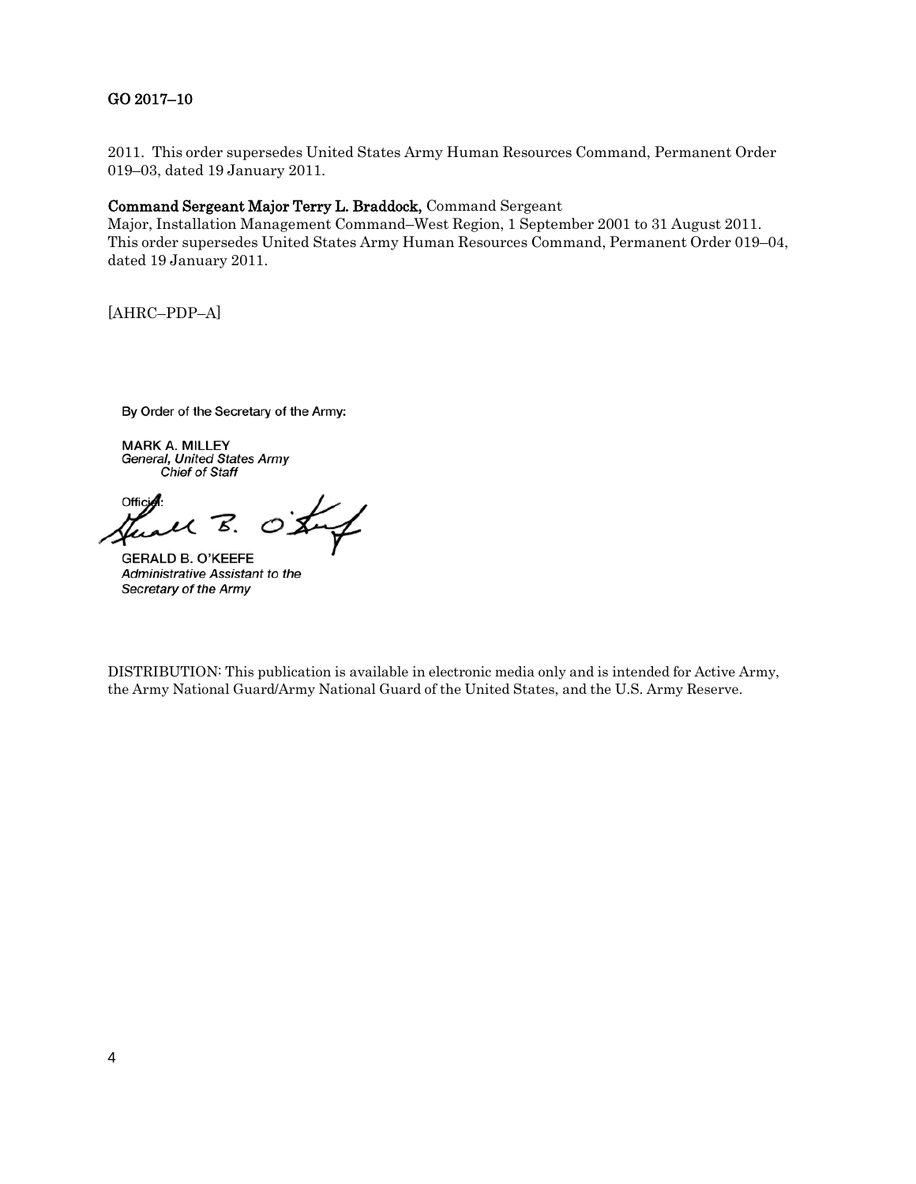2011. This order supersedes United States Army Human Resources Command, Permanent Order 019–03, dated 19 January 2011.

**Command Sergeant Major Terry L. Braddock,** Command Sergeant Major, Installation Management Command–West Region, 1 September 2001 to 31 August 2011. This order supersedes United States Army Human Resources Command, Permanent Order 019–04, dated 19 January 2011.

[AHRC–PDP–A]

By Order of the Secretary of the Army:

MARK A. MILLEY
*General, United States Army*
*Chief of Staff*

Official:

GERALD B. O'KEEFE
*Administrative Assistant to the Secretary of the Army*

DISTRIBUTION: This publication is available in electronic media only and is intended for Active Army, the Army National Guard/Army National Guard of the United States, and the U.S. Army Reserve.